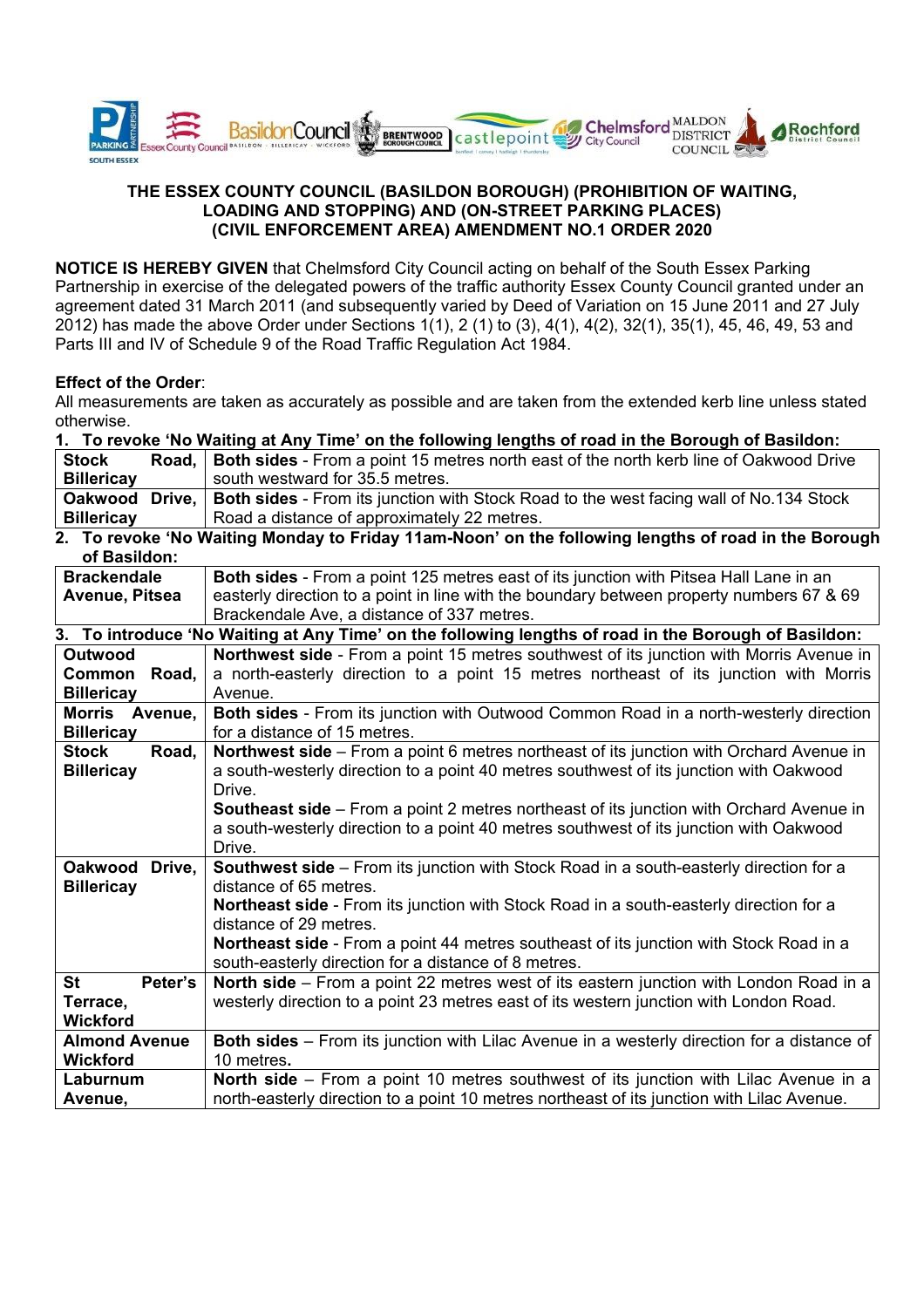**THE ESSEX COUNTY COUNCIL (BASILDON BOROUGH) (PROHIBITION OF WAITING, LOADING AND STOPPING) AND (ON-STREET PARKING PLACES) (CIVIL ENFORCEMENT AREA) AMENDMENT NO.1 ORDER 2020**

**NOTICE IS HEREBY GIVEN** that Chelmsford City Council acting on behalf of the South Essex Parking Partnership in exercise of the delegated powers of the traffic authority Essex County Council granted under an agreement dated 31 March 2011 (and subsequently varied by Deed of Variation on 15 June 2011 and 27 July 2012) has made the above Order under Sections 1(1), 2 (1) to (3), 4(1), 4(2), 32(1), 35(1), 45, 46, 49, 53 and Parts III and IV of Schedule 9 of the Road Traffic Regulation Act 1984.

**Effect of the Order**:
All measurements are taken as accurately as possible and are taken from the extended kerb line unless stated otherwise.

**1. To revoke 'No Waiting at Any Time' on the following lengths of road in the Borough of Basildon:**

| | |
|---|---|
| **Stock Road, Billericay** | **Both sides** - From a point 15 metres north east of the north kerb line of Oakwood Drive south westward for 35.5 metres. |
| **Oakwood Drive, Billericay** | **Both sides** - From its junction with Stock Road to the west facing wall of No.134 Stock Road a distance of approximately 22 metres. |

**2. To revoke 'No Waiting Monday to Friday 11am-Noon' on the following lengths of road in the Borough of Basildon:**

| | |
|---|---|
| **Brackendale Avenue, Pitsea** | **Both sides** - From a point 125 metres east of its junction with Pitsea Hall Lane in an easterly direction to a point in line with the boundary between property numbers 67 & 69 Brackendale Ave, a distance of 337 metres. |

**3. To introduce 'No Waiting at Any Time' on the following lengths of road in the Borough of Basildon:**

| | |
|---|---|
| **Outwood Common Road, Billericay** | **Northwest side** - From a point 15 metres southwest of its junction with Morris Avenue in a north-easterly direction to a point 15 metres northeast of its junction with Morris Avenue. |
| **Morris Avenue, Billericay** | **Both sides** - From its junction with Outwood Common Road in a north-westerly direction for a distance of 15 metres. |
| **Stock Road, Billericay** | **Northwest side** – From a point 6 metres northeast of its junction with Orchard Avenue in a south-westerly direction to a point 40 metres southwest of its junction with Oakwood Drive.<br>**Southeast side** – From a point 2 metres northeast of its junction with Orchard Avenue in a south-westerly direction to a point 40 metres southwest of its junction with Oakwood Drive. |
| **Oakwood Drive, Billericay** | **Southwest side** – From its junction with Stock Road in a south-easterly direction for a distance of 65 metres.<br>**Northeast side** - From its junction with Stock Road in a south-easterly direction for a distance of 29 metres.<br>**Northeast side** - From a point 44 metres southeast of its junction with Stock Road in a south-easterly direction for a distance of 8 metres. |
| **St Peter's Terrace, Wickford** | **North side** – From a point 22 metres west of its eastern junction with London Road in a westerly direction to a point 23 metres east of its western junction with London Road. |
| **Almond Avenue Wickford** | **Both sides** – From its junction with Lilac Avenue in a westerly direction for a distance of 10 metres. |
| **Laburnum Avenue,** | **North side** – From a point 10 metres southwest of its junction with Lilac Avenue in a north-easterly direction to a point 10 metres northeast of its junction with Lilac Avenue. |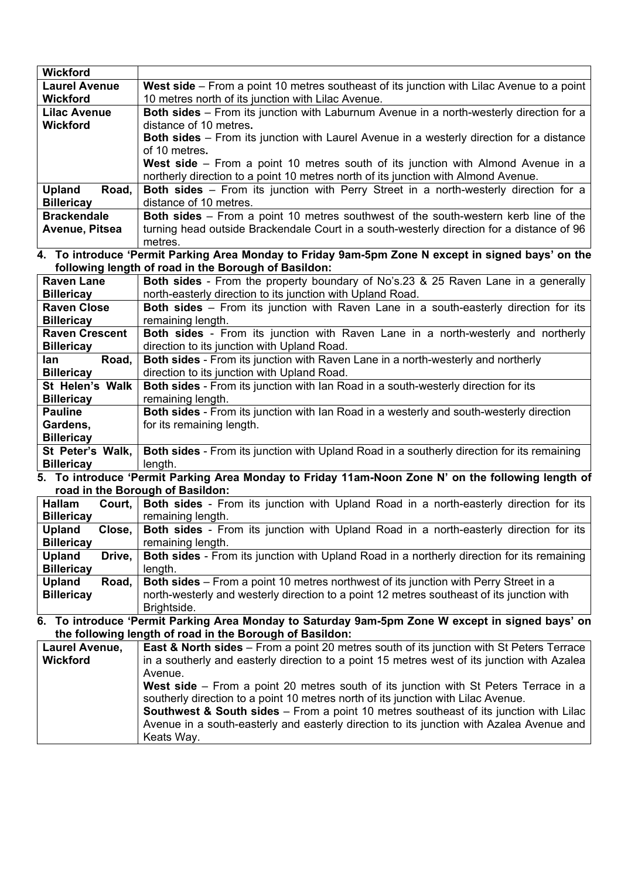| | |
|---|---|
| **Wickford** | |
| **Laurel Avenue Wickford** | **West side** – From a point 10 metres southeast of its junction with Lilac Avenue to a point 10 metres north of its junction with Lilac Avenue. |
| **Lilac Avenue Wickford** | **Both sides** – From its junction with Laburnum Avenue in a north-westerly direction for a distance of 10 metres**.**<br>**Both sides** – From its junction with Laurel Avenue in a westerly direction for a distance of 10 metres**.**<br>**West side** – From a point 10 metres south of its junction with Almond Avenue in a northerly direction to a point 10 metres north of its junction with Almond Avenue. |
| **Upland Road, Billericay** | **Both sides** – From its junction with Perry Street in a north-westerly direction for a distance of 10 metres. |
| **Brackendale Avenue, Pitsea** | **Both sides** – From a point 10 metres southwest of the south-western kerb line of the turning head outside Brackendale Court in a south-westerly direction for a distance of 96 metres. |

**4. To introduce 'Permit Parking Area Monday to Friday 9am-5pm Zone N except in signed bays' on the following length of road in the Borough of Basildon:**

| | |
|---|---|
| **Raven Lane Billericay** | **Both sides** - From the property boundary of No's.23 & 25 Raven Lane in a generally north-easterly direction to its junction with Upland Road. |
| **Raven Close Billericay** | **Both sides** – From its junction with Raven Lane in a south-easterly direction for its remaining length. |
| **Raven Crescent Billericay** | **Both sides** - From its junction with Raven Lane in a north-westerly and northerly direction to its junction with Upland Road. |
| **Ian Road, Billericay** | **Both sides** - From its junction with Raven Lane in a north-westerly and northerly direction to its junction with Upland Road. |
| **St Helen's Walk Billericay** | **Both sides** - From its junction with Ian Road in a south-westerly direction for its remaining length. |
| **Pauline Gardens, Billericay** | **Both sides** - From its junction with Ian Road in a westerly and south-westerly direction for its remaining length. |
| **St Peter's Walk, Billericay** | **Both sides** - From its junction with Upland Road in a southerly direction for its remaining length. |

**5. To introduce 'Permit Parking Area Monday to Friday 11am-Noon Zone N' on the following length of road in the Borough of Basildon:**

| | |
|---|---|
| **Hallam Court, Billericay** | **Both sides** - From its junction with Upland Road in a north-easterly direction for its remaining length. |
| **Upland Close, Billericay** | **Both sides** - From its junction with Upland Road in a north-easterly direction for its remaining length. |
| **Upland Drive, Billericay** | **Both sides** - From its junction with Upland Road in a northerly direction for its remaining length. |
| **Upland Road, Billericay** | **Both sides** – From a point 10 metres northwest of its junction with Perry Street in a north-westerly and westerly direction to a point 12 metres southeast of its junction with Brightside. |

**6. To introduce 'Permit Parking Area Monday to Saturday 9am-5pm Zone W except in signed bays' on the following length of road in the Borough of Basildon:**

| | |
|---|---|
| **Laurel Avenue, Wickford** | **East & North sides** – From a point 20 metres south of its junction with St Peters Terrace in a southerly and easterly direction to a point 15 metres west of its junction with Azalea Avenue.<br>**West side** – From a point 20 metres south of its junction with St Peters Terrace in a southerly direction to a point 10 metres north of its junction with Lilac Avenue.<br>**Southwest & South sides** – From a point 10 metres southeast of its junction with Lilac Avenue in a south-easterly and easterly direction to its junction with Azalea Avenue and Keats Way. |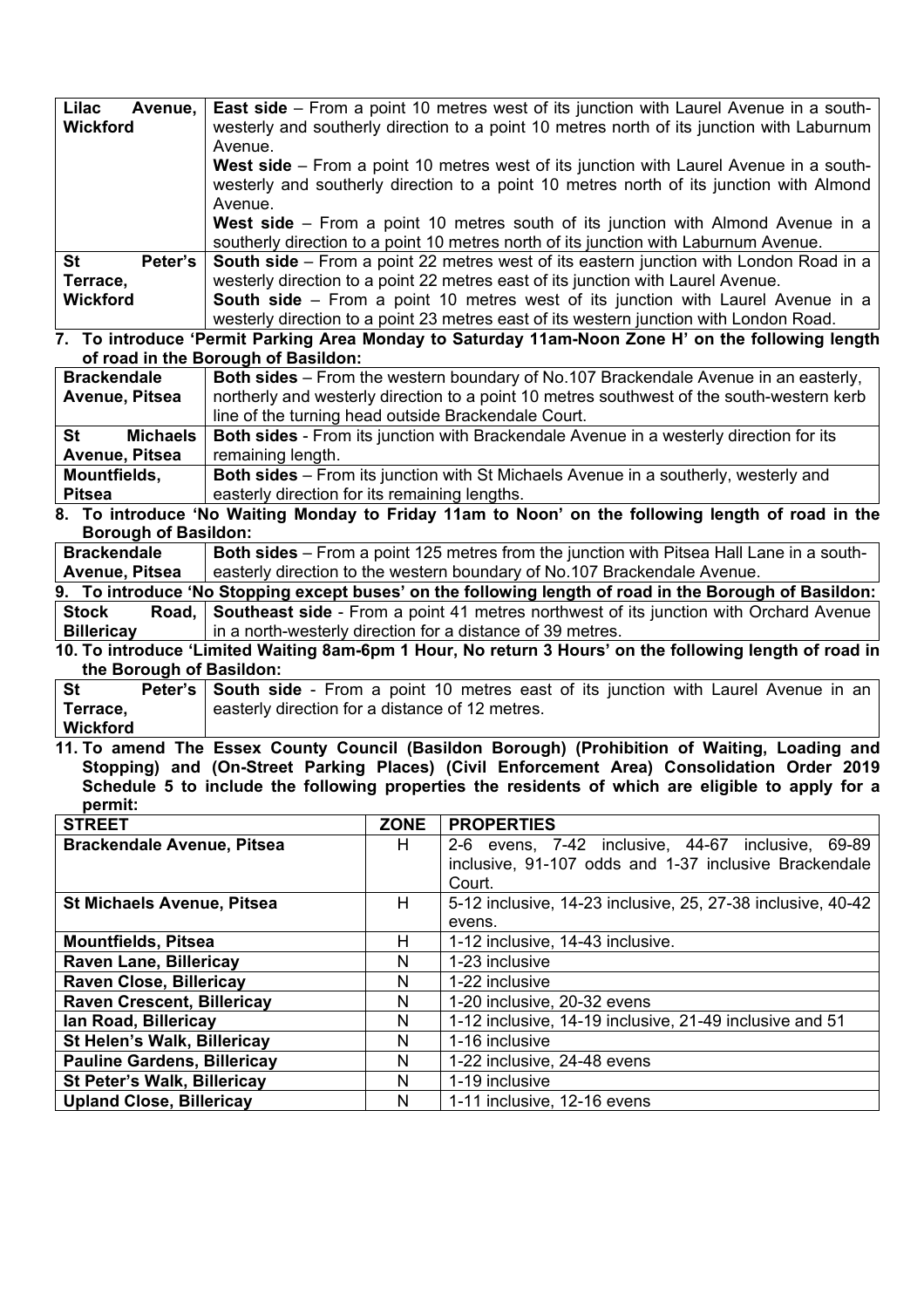| | |
|---|---|
| **Lilac Avenue, Wickford** | **East side** – From a point 10 metres west of its junction with Laurel Avenue in a south-westerly and southerly direction to a point 10 metres north of its junction with Laburnum Avenue.<br>**West side** – From a point 10 metres west of its junction with Laurel Avenue in a south-westerly and southerly direction to a point 10 metres north of its junction with Almond Avenue.<br>**West side** – From a point 10 metres south of its junction with Almond Avenue in a southerly direction to a point 10 metres north of its junction with Laburnum Avenue. |
| **St Peter's Terrace, Wickford** | **South side** – From a point 22 metres west of its eastern junction with London Road in a westerly direction to a point 22 metres east of its junction with Laurel Avenue.<br>**South side** – From a point 10 metres west of its junction with Laurel Avenue in a westerly direction to a point 23 metres east of its western junction with London Road. |

**7. To introduce 'Permit Parking Area Monday to Saturday 11am-Noon Zone H' on the following length of road in the Borough of Basildon:**

| | |
|---|---|
| **Brackendale Avenue, Pitsea** | **Both sides** – From the western boundary of No.107 Brackendale Avenue in an easterly, northerly and westerly direction to a point 10 metres southwest of the south-western kerb line of the turning head outside Brackendale Court. |
| **St Michaels Avenue, Pitsea** | **Both sides** - From its junction with Brackendale Avenue in a westerly direction for its remaining length. |
| **Mountfields, Pitsea** | **Both sides** – From its junction with St Michaels Avenue in a southerly, westerly and easterly direction for its remaining lengths. |

**8. To introduce 'No Waiting Monday to Friday 11am to Noon' on the following length of road in the Borough of Basildon:**

| | |
|---|---|
| **Brackendale Avenue, Pitsea** | **Both sides** – From a point 125 metres from the junction with Pitsea Hall Lane in a south-easterly direction to the western boundary of No.107 Brackendale Avenue. |

**9. To introduce 'No Stopping except buses' on the following length of road in the Borough of Basildon:**

| | |
|---|---|
| **Stock Road, Billericay** | **Southeast side** - From a point 41 metres northwest of its junction with Orchard Avenue in a north-westerly direction for a distance of 39 metres. |

**10. To introduce 'Limited Waiting 8am-6pm 1 Hour, No return 3 Hours' on the following length of road in the Borough of Basildon:**

| | |
|---|---|
| **St Peter's Terrace, Wickford** | **South side** - From a point 10 metres east of its junction with Laurel Avenue in an easterly direction for a distance of 12 metres. |

**11. To amend The Essex County Council (Basildon Borough) (Prohibition of Waiting, Loading and Stopping) and (On-Street Parking Places) (Civil Enforcement Area) Consolidation Order 2019 Schedule 5 to include the following properties the residents of which are eligible to apply for a permit:**

| STREET | ZONE | PROPERTIES |
|---|---|---|
| **Brackendale Avenue, Pitsea** | H | 2-6 evens, 7-42 inclusive, 44-67 inclusive, 69-89 inclusive, 91-107 odds and 1-37 inclusive Brackendale Court. |
| **St Michaels Avenue, Pitsea** | H | 5-12 inclusive, 14-23 inclusive, 25, 27-38 inclusive, 40-42 evens. |
| **Mountfields, Pitsea** | H | 1-12 inclusive, 14-43 inclusive. |
| **Raven Lane, Billericay** | N | 1-23 inclusive |
| **Raven Close, Billericay** | N | 1-22 inclusive |
| **Raven Crescent, Billericay** | N | 1-20 inclusive, 20-32 evens |
| **Ian Road, Billericay** | N | 1-12 inclusive, 14-19 inclusive, 21-49 inclusive and 51 |
| **St Helen's Walk, Billericay** | N | 1-16 inclusive |
| **Pauline Gardens, Billericay** | N | 1-22 inclusive, 24-48 evens |
| **St Peter's Walk, Billericay** | N | 1-19 inclusive |
| **Upland Close, Billericay** | N | 1-11 inclusive, 12-16 evens |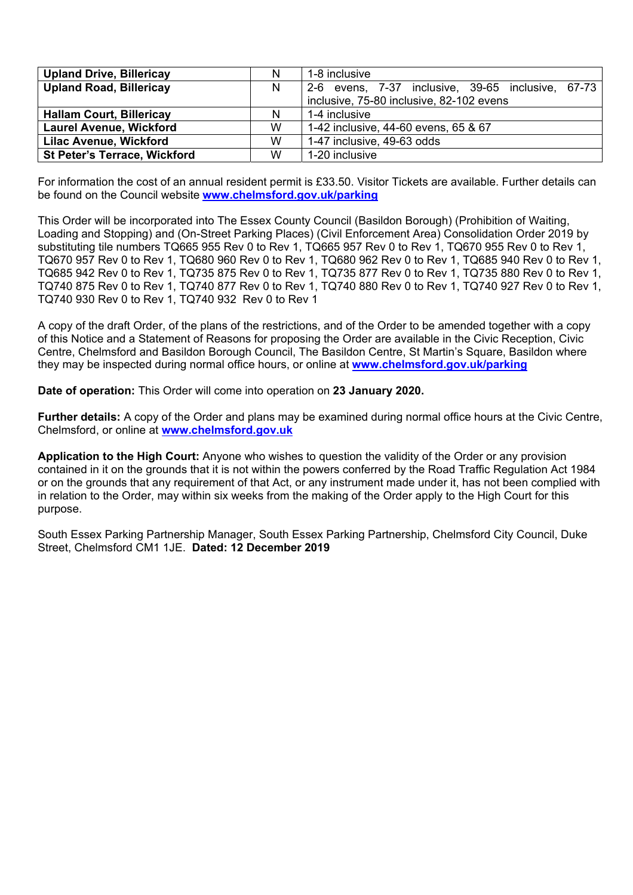| **Upland Drive, Billericay** | N | 1-8 inclusive |
|---|---|---|
| **Upland Road, Billericay** | N | 2-6 evens, 7-37 inclusive, 39-65 inclusive, 67-73 inclusive, 75-80 inclusive, 82-102 evens |
| **Hallam Court, Billericay** | N | 1-4 inclusive |
| **Laurel Avenue, Wickford** | W | 1-42 inclusive, 44-60 evens, 65 & 67 |
| **Lilac Avenue, Wickford** | W | 1-47 inclusive, 49-63 odds |
| **St Peter's Terrace, Wickford** | W | 1-20 inclusive |

For information the cost of an annual resident permit is £33.50. Visitor Tickets are available. Further details can be found on the Council website **www.chelmsford.gov.uk/parking**

This Order will be incorporated into The Essex County Council (Basildon Borough) (Prohibition of Waiting, Loading and Stopping) and (On-Street Parking Places) (Civil Enforcement Area) Consolidation Order 2019 by substituting tile numbers TQ665 955 Rev 0 to Rev 1, TQ665 957 Rev 0 to Rev 1, TQ670 955 Rev 0 to Rev 1, TQ670 957 Rev 0 to Rev 1, TQ680 960 Rev 0 to Rev 1, TQ680 962 Rev 0 to Rev 1, TQ685 940 Rev 0 to Rev 1, TQ685 942 Rev 0 to Rev 1, TQ735 875 Rev 0 to Rev 1, TQ735 877 Rev 0 to Rev 1, TQ735 880 Rev 0 to Rev 1, TQ740 875 Rev 0 to Rev 1, TQ740 877 Rev 0 to Rev 1, TQ740 880 Rev 0 to Rev 1, TQ740 927 Rev 0 to Rev 1, TQ740 930 Rev 0 to Rev 1, TQ740 932 Rev 0 to Rev 1

A copy of the draft Order, of the plans of the restrictions, and of the Order to be amended together with a copy of this Notice and a Statement of Reasons for proposing the Order are available in the Civic Reception, Civic Centre, Chelmsford and Basildon Borough Council, The Basildon Centre, St Martin's Square, Basildon where they may be inspected during normal office hours, or online at **www.chelmsford.gov.uk/parking**

**Date of operation:** This Order will come into operation on **23 January 2020.**

**Further details:** A copy of the Order and plans may be examined during normal office hours at the Civic Centre, Chelmsford, or online at **www.chelmsford.gov.uk**

**Application to the High Court:** Anyone who wishes to question the validity of the Order or any provision contained in it on the grounds that it is not within the powers conferred by the Road Traffic Regulation Act 1984 or on the grounds that any requirement of that Act, or any instrument made under it, has not been complied with in relation to the Order, may within six weeks from the making of the Order apply to the High Court for this purpose.

South Essex Parking Partnership Manager, South Essex Parking Partnership, Chelmsford City Council, Duke Street, Chelmsford CM1 1JE. **Dated: 12 December 2019**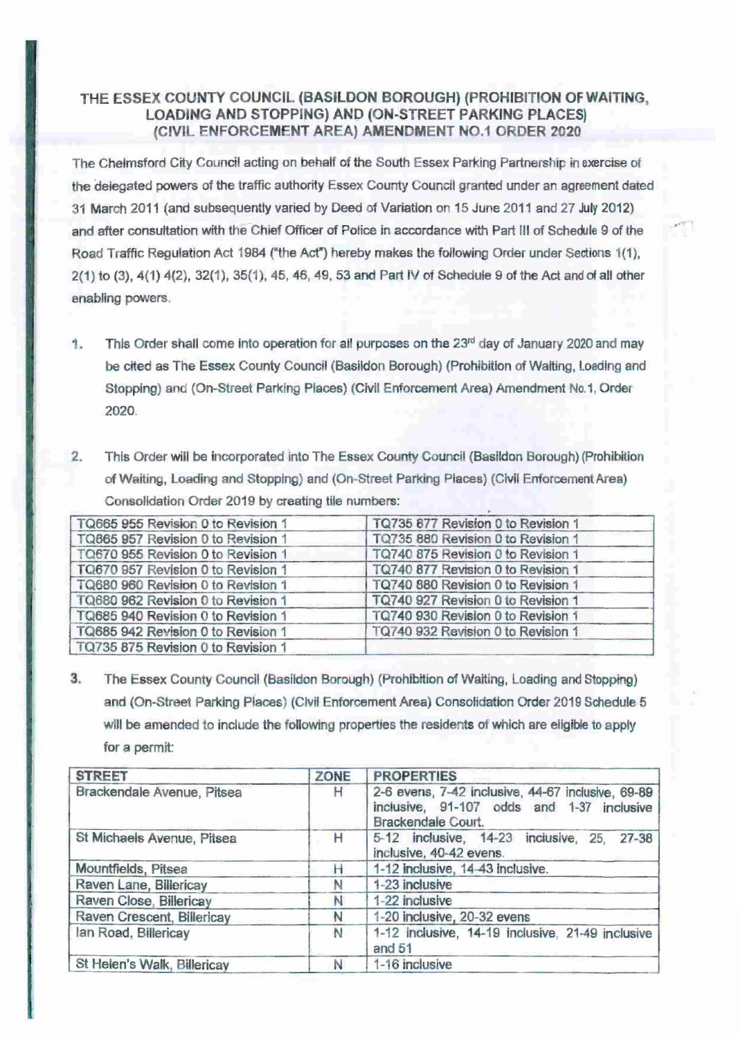# THE ESSEX COUNTY COUNCIL (BASILDON BOROUGH) (PROHIBITION OF WAITING, LOADING AND STOPPING) AND (ON-STREET PARKING PLACES) (CIVIL ENFORCEMENT AREA) AMENDMENT NO.1 ORDER 2020

The Chelmsford City Council acting on behalf of the South Essex Parking Partnership in exercise of the delegated powers of the traffic authority Essex County Council granted under an agreement dated 31 March 2011 (and subsequently varied by Deed of Variation on 15 June 2011 and 27 July 2012) and after consultation with the Chief Officer of Police in accordance with Part III of Schedule 9 of the Road Traffic Regulation Act 1984 ("the Act") hereby makes the following Order under Sections 1(1), 2(1) to (3), 4(1) 4(2), 32(1), 35(1), 45, 46, 49, 53 and Part IV of Schedule 9 of the Act and of all other enabling powers.

1. This Order shall come into operation for all purposes on the 23rd day of January 2020 and may be cited as The Essex County Council (Basildon Borough) (Prohibition of Waiting, Loading and Stopping) and (On-Street Parking Places) (Civil Enforcement Area) Amendment No.1, Order 2020.

2. This Order will be incorporated into The Essex County Council (Basildon Borough) (Prohibition of Waiting, Loading and Stopping) and (On-Street Parking Places) (Civil Enforcement Area) Consolidation Order 2019 by creating tile numbers:

| | |
|---|---|
| TQ665 955 Revision 0 to Revision 1 | TQ735 877 Revision 0 to Revision 1 |
| TQ665 957 Revision 0 to Revision 1 | TQ735 880 Revision 0 to Revision 1 |
| TQ670 955 Revision 0 to Revision 1 | TQ740 875 Revision 0 to Revision 1 |
| TQ670 957 Revision 0 to Revision 1 | TQ740 877 Revision 0 to Revision 1 |
| TQ680 960 Revision 0 to Revision 1 | TQ740 880 Revision 0 to Revision 1 |
| TQ680 962 Revision 0 to Revision 1 | TQ740 927 Revision 0 to Revision 1 |
| TQ685 940 Revision 0 to Revision 1 | TQ740 930 Revision 0 to Revision 1 |
| TQ685 942 Revision 0 to Revision 1 | TQ740 932 Revision 0 to Revision 1 |
| TQ735 875 Revision 0 to Revision 1 | |

3. The Essex County Council (Basildon Borough) (Prohibition of Waiting, Loading and Stopping) and (On-Street Parking Places) (Civil Enforcement Area) Consolidation Order 2019 Schedule 5 will be amended to include the following properties the residents of which are eligible to apply for a permit:

| STREET | ZONE | PROPERTIES |
|---|---|---|
| Brackendale Avenue, Pitsea | H | 2-6 evens, 7-42 inclusive, 44-67 inclusive, 69-89 inclusive, 91-107 odds and 1-37 inclusive Brackendale Court. |
| St Michaels Avenue, Pitsea | H | 5-12 inclusive, 14-23 inclusive, 25, 27-38 inclusive, 40-42 evens. |
| Mountfields, Pitsea | H | 1-12 inclusive, 14-43 inclusive. |
| Raven Lane, Billericay | N | 1-23 inclusive |
| Raven Close, Billericay | N | 1-22 inclusive |
| Raven Crescent, Billericay | N | 1-20 inclusive, 20-32 evens |
| Ian Road, Billericay | N | 1-12 inclusive, 14-19 inclusive, 21-49 inclusive and 51 |
| St Helen's Walk, Billericay | N | 1-16 inclusive |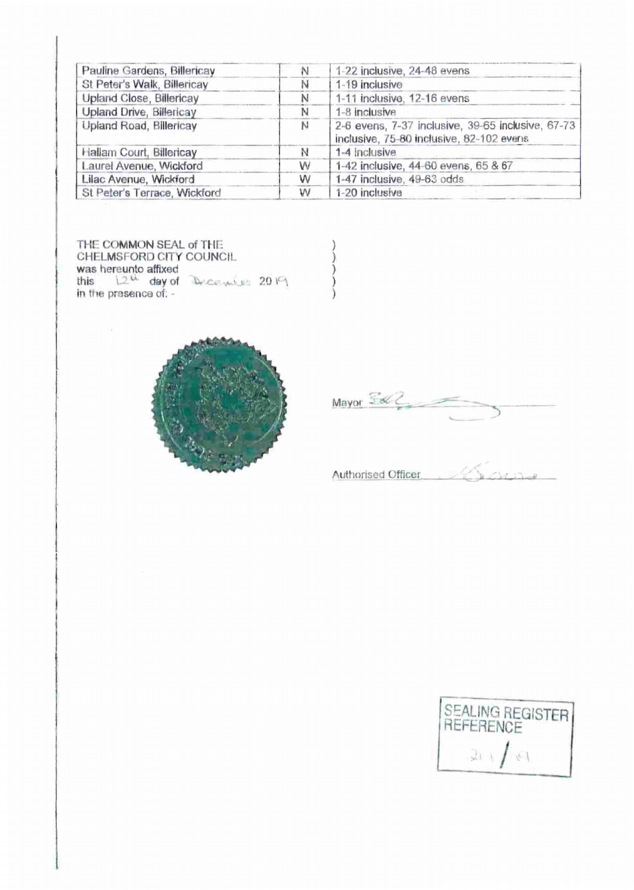| | | |
|---|---|---|
| Pauline Gardens, Billericay | N | 1-22 inclusive, 24-48 evens |
| St Peter's Walk, Billericay | N | 1-19 inclusive |
| Upland Close, Billericay | N | 1-11 inclusive, 12-16 evens |
| Upland Drive, Billericay | N | 1-8 inclusive |
| Upland Road, Billericay | N | 2-6 evens, 7-37 inclusive, 39-65 inclusive, 67-73 inclusive, 75-80 inclusive, 82-102 evens |
| Hallam Court, Billericay | N | 1-4 inclusive |
| Laurel Avenue, Wickford | W | 1-42 inclusive, 44-60 evens, 65 & 67 |
| Lilac Avenue, Wickford | W | 1-47 inclusive, 49-63 odds |
| St Peter's Terrace, Wickford | W | 1-20 inclusive |

THE COMMON SEAL of THE CHELMSFORD CITY COUNCIL was hereunto affixed this 12th day of December 2019 in the presence of: -

Mayor

Authorised Officer

SEALING REGISTER REFERENCE

20 / 91